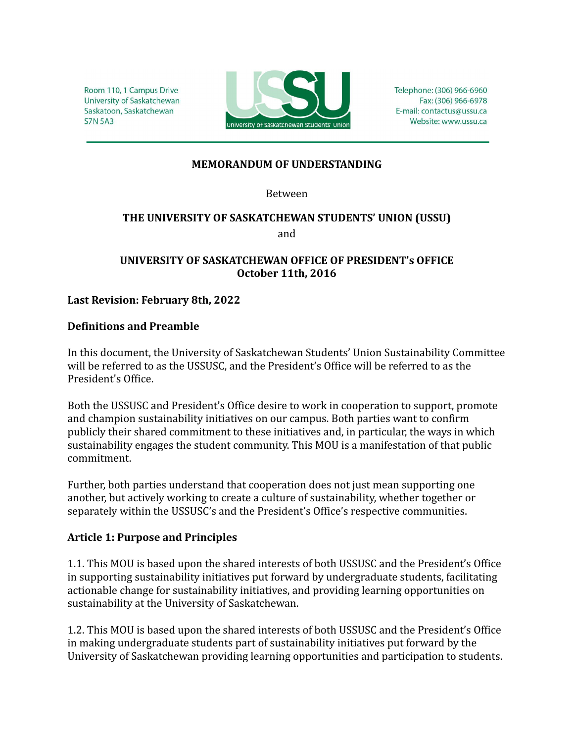Room 110, 1 Campus Drive
University of Saskatchewan
Saskatoon, Saskatchewan
S7N 5A3

USSU
University of Saskatchewan Students' Union

Telephone: (306) 966-6960
Fax: (306) 966-6978
E-mail: contactus@ussu.ca
Website: www.ussu.ca

**MEMORANDUM OF UNDERSTANDING**

Between

**THE UNIVERSITY OF SASKATCHEWAN STUDENTS' UNION (USSU)**

and

**UNIVERSITY OF SASKATCHEWAN OFFICE OF PRESIDENT's OFFICE**
**October 11th, 2016**

**Last Revision: February 8th, 2022**

**Definitions and Preamble**

In this document, the University of Saskatchewan Students' Union Sustainability Committee will be referred to as the USSUSC, and the President's Office will be referred to as the President's Office.

Both the USSUSC and President's Office desire to work in cooperation to support, promote and champion sustainability initiatives on our campus. Both parties want to confirm publicly their shared commitment to these initiatives and, in particular, the ways in which sustainability engages the student community. This MOU is a manifestation of that public commitment.

Further, both parties understand that cooperation does not just mean supporting one another, but actively working to create a culture of sustainability, whether together or separately within the USSUSC's and the President's Office's respective communities.

**Article 1: Purpose and Principles**

1.1. This MOU is based upon the shared interests of both USSUSC and the President's Office in supporting sustainability initiatives put forward by undergraduate students, facilitating actionable change for sustainability initiatives, and providing learning opportunities on sustainability at the University of Saskatchewan.

1.2. This MOU is based upon the shared interests of both USSUSC and the President's Office in making undergraduate students part of sustainability initiatives put forward by the University of Saskatchewan providing learning opportunities and participation to students.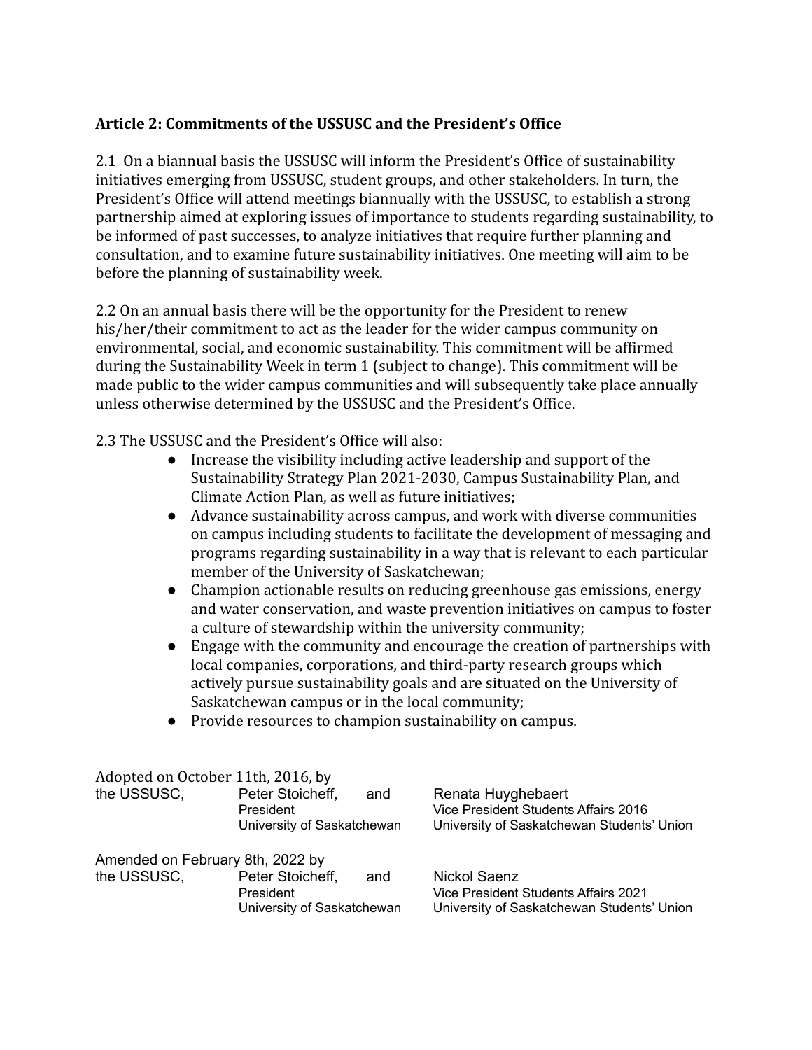### Article 2: Commitments of the USSUSC and the President's Office

2.1 On a biannual basis the USSUSC will inform the President's Office of sustainability initiatives emerging from USSUSC, student groups, and other stakeholders. In turn, the President's Office will attend meetings biannually with the USSUSC, to establish a strong partnership aimed at exploring issues of importance to students regarding sustainability, to be informed of past successes, to analyze initiatives that require further planning and consultation, and to examine future sustainability initiatives. One meeting will aim to be before the planning of sustainability week.

2.2 On an annual basis there will be the opportunity for the President to renew his/her/their commitment to act as the leader for the wider campus community on environmental, social, and economic sustainability. This commitment will be affirmed during the Sustainability Week in term 1 (subject to change). This commitment will be made public to the wider campus communities and will subsequently take place annually unless otherwise determined by the USSUSC and the President's Office.

2.3 The USSUSC and the President's Office will also:

- Increase the visibility including active leadership and support of the Sustainability Strategy Plan 2021-2030, Campus Sustainability Plan, and Climate Action Plan, as well as future initiatives;
- Advance sustainability across campus, and work with diverse communities on campus including students to facilitate the development of messaging and programs regarding sustainability in a way that is relevant to each particular member of the University of Saskatchewan;
- Champion actionable results on reducing greenhouse gas emissions, energy and water conservation, and waste prevention initiatives on campus to foster a culture of stewardship within the university community;
- Engage with the community and encourage the creation of partnerships with local companies, corporations, and third-party research groups which actively pursue sustainability goals and are situated on the University of Saskatchewan campus or in the local community;
- Provide resources to champion sustainability on campus.

Adopted on October 11th, 2016, by the USSUSC,

Peter Stoicheff, President, University of Saskatchewan

and

Renata Huyghebaert, Vice President Students Affairs 2016, University of Saskatchewan Students' Union

Amended on February 8th, 2022 by the USSUSC,

Peter Stoicheff, President, University of Saskatchewan

and

Nickol Saenz, Vice President Students Affairs 2021, University of Saskatchewan Students' Union